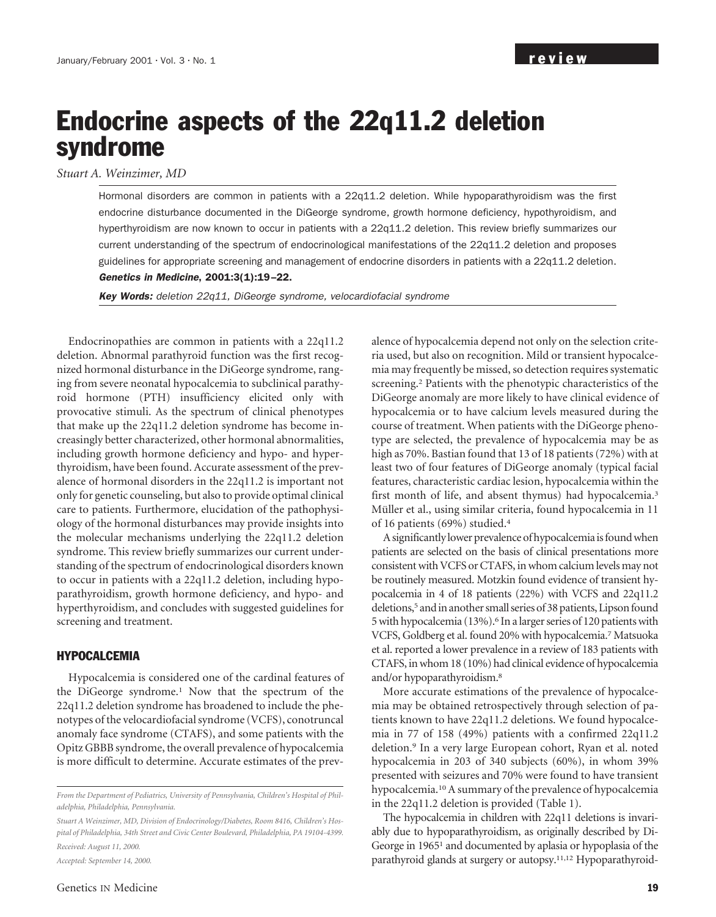# Endocrine aspects of the 22q11.2 deletion syndrome

*Stuart A. Weinzimer, MD*

Hormonal disorders are common in patients with a 22q11.2 deletion. While hypoparathyroidism was the first endocrine disturbance documented in the DiGeorge syndrome, growth hormone deficiency, hypothyroidism, and hyperthyroidism are now known to occur in patients with a 22q11.2 deletion. This review briefly summarizes our current understanding of the spectrum of endocrinological manifestations of the 22q11.2 deletion and proposes guidelines for appropriate screening and management of endocrine disorders in patients with a 22q11.2 deletion. ***Genetics in Medicine*, 2001:3(1):19–22.**

***Key Words:*** *deletion 22q11, DiGeorge syndrome, velocardiofacial syndrome*

Endocrinopathies are common in patients with a 22q11.2 deletion. Abnormal parathyroid function was the first recognized hormonal disturbance in the DiGeorge syndrome, ranging from severe neonatal hypocalcemia to subclinical parathyroid hormone (PTH) insufficiency elicited only with provocative stimuli. As the spectrum of clinical phenotypes that make up the 22q11.2 deletion syndrome has become increasingly better characterized, other hormonal abnormalities, including growth hormone deficiency and hypo- and hyperthyroidism, have been found. Accurate assessment of the prevalence of hormonal disorders in the 22q11.2 is important not only for genetic counseling, but also to provide optimal clinical care to patients. Furthermore, elucidation of the pathophysiology of the hormonal disturbances may provide insights into the molecular mechanisms underlying the 22q11.2 deletion syndrome. This review briefly summarizes our current understanding of the spectrum of endocrinological disorders known to occur in patients with a 22q11.2 deletion, including hypoparathyroidism, growth hormone deficiency, and hypo- and hyperthyroidism, and concludes with suggested guidelines for screening and treatment.

## HYPOCALCEMIA

Hypocalcemia is considered one of the cardinal features of the DiGeorge syndrome.[1] Now that the spectrum of the 22q11.2 deletion syndrome has broadened to include the phenotypes of the velocardiofacial syndrome (VCFS), conotruncal anomaly face syndrome (CTAFS), and some patients with the Opitz GBBB syndrome, the overall prevalence of hypocalcemia is more difficult to determine. Accurate estimates of the prevalence of hypocalcemia depend not only on the selection criteria used, but also on recognition. Mild or transient hypocalcemia may frequently be missed, so detection requires systematic screening.[2] Patients with the phenotypic characteristics of the DiGeorge anomaly are more likely to have clinical evidence of hypocalcemia or to have calcium levels measured during the course of treatment. When patients with the DiGeorge phenotype are selected, the prevalence of hypocalcemia may be as high as 70%. Bastian found that 13 of 18 patients (72%) with at least two of four features of DiGeorge anomaly (typical facial features, characteristic cardiac lesion, hypocalcemia within the first month of life, and absent thymus) had hypocalcemia.[3] Müller et al., using similar criteria, found hypocalcemia in 11 of 16 patients (69%) studied.[4]

A significantly lower prevalence of hypocalcemia is found when patients are selected on the basis of clinical presentations more consistent with VCFS or CTAFS, in whom calcium levels may not be routinely measured. Motzkin found evidence of transient hypocalcemia in 4 of 18 patients (22%) with VCFS and 22q11.2 deletions,[5] and in another small series of 38 patients, Lipson found 5 with hypocalcemia (13%).[6] In a larger series of 120 patients with VCFS, Goldberg et al. found 20% with hypocalcemia.[7] Matsuoka et al. reported a lower prevalence in a review of 183 patients with CTAFS, in whom 18 (10%) had clinical evidence of hypocalcemia and/or hypoparathyroidism.[8]

More accurate estimations of the prevalence of hypocalcemia may be obtained retrospectively through selection of patients known to have 22q11.2 deletions. We found hypocalcemia in 77 of 158 (49%) patients with a confirmed 22q11.2 deletion.[9] In a very large European cohort, Ryan et al. noted hypocalcemia in 203 of 340 subjects (60%), in whom 39% presented with seizures and 70% were found to have transient hypocalcemia.[10] A summary of the prevalence of hypocalcemia in the 22q11.2 deletion is provided (Table 1).

The hypocalcemia in children with 22q11 deletions is invariably due to hypoparathyroidism, as originally described by DiGeorge in 1965[1] and documented by aplasia or hypoplasia of the parathyroid glands at surgery or autopsy.[11,12] Hypoparathyroid-

*From the Department of Pediatrics, University of Pennsylvania, Children's Hospital of Philadelphia, Philadelphia, Pennsylvania.*

*Stuart A Weinzimer, MD, Division of Endocrinology/Diabetes, Room 8416, Children's Hospital of Philadelphia, 34th Street and Civic Center Boulevard, Philadelphia, PA 19104-4399.*

*Received: August 11, 2000.*

*Accepted: September 14, 2000.*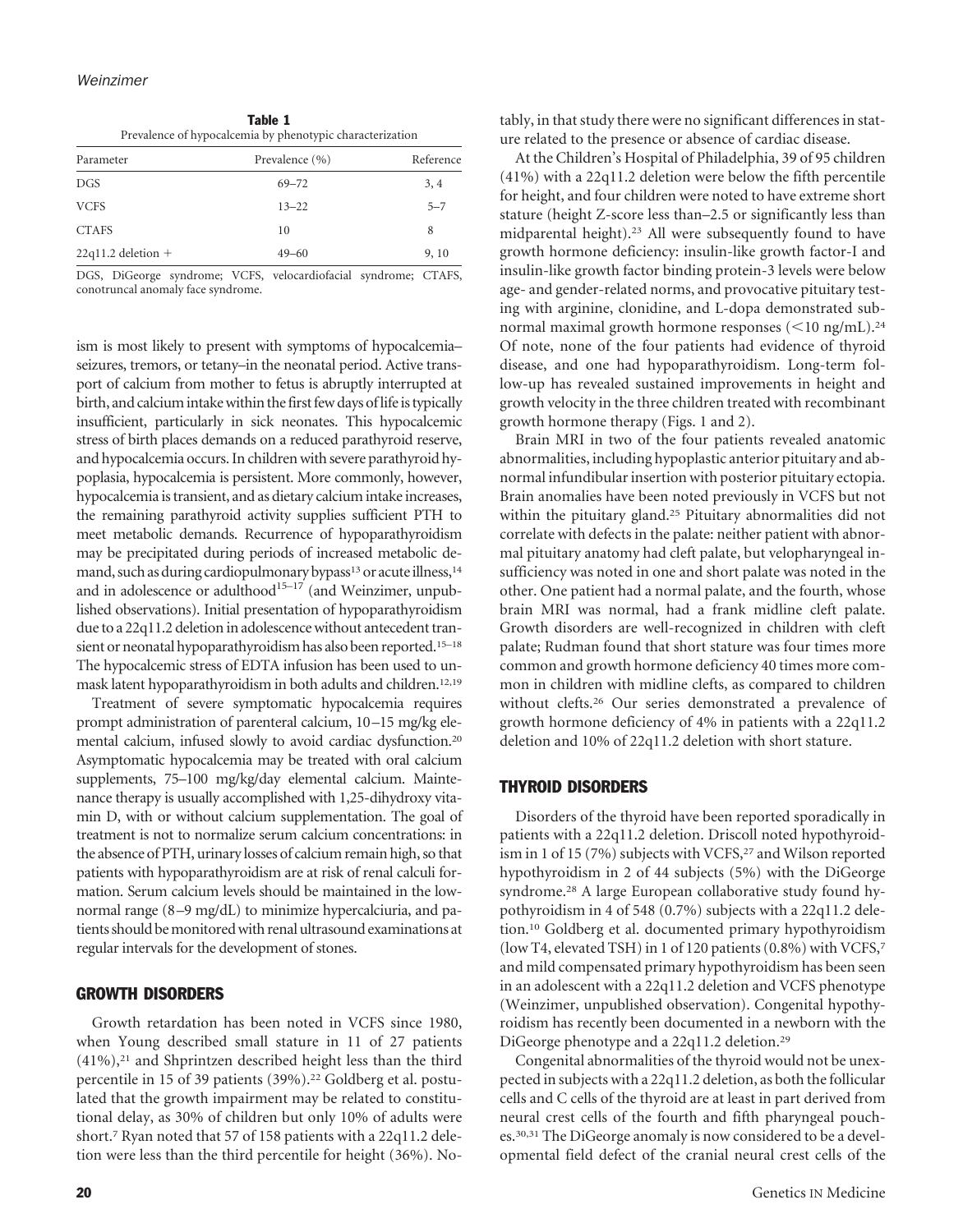**Table 1**
Prevalence of hypocalcemia by phenotypic characterization

| Parameter | Prevalence (%) | Reference |
|---|---|---|
| DGS | 69–72 | 3, 4 |
| VCFS | 13–22 | 5–7 |
| CTAFS | 10 | 8 |
| 22q11.2 deletion + | 49–60 | 9, 10 |

DGS, DiGeorge syndrome; VCFS, velocardiofacial syndrome; CTAFS, conotruncal anomaly face syndrome.

ism is most likely to present with symptoms of hypocalcemia–seizures, tremors, or tetany–in the neonatal period. Active transport of calcium from mother to fetus is abruptly interrupted at birth, and calcium intake within the first few days of life is typically insufficient, particularly in sick neonates. This hypocalcemic stress of birth places demands on a reduced parathyroid reserve, and hypocalcemia occurs. In children with severe parathyroid hypoplasia, hypocalcemia is persistent. More commonly, however, hypocalcemia is transient, and as dietary calcium intake increases, the remaining parathyroid activity supplies sufficient PTH to meet metabolic demands. Recurrence of hypoparathyroidism may be precipitated during periods of increased metabolic demand, such as during cardiopulmonary bypass[13] or acute illness,[14] and in adolescence or adulthood[15–17] (and Weinzimer, unpublished observations). Initial presentation of hypoparathyroidism due to a 22q11.2 deletion in adolescence without antecedent transient or neonatal hypoparathyroidism has also been reported.[15–18] The hypocalcemic stress of EDTA infusion has been used to unmask latent hypoparathyroidism in both adults and children.[12,19]

Treatment of severe symptomatic hypocalcemia requires prompt administration of parenteral calcium, 10–15 mg/kg elemental calcium, infused slowly to avoid cardiac dysfunction.[20] Asymptomatic hypocalcemia may be treated with oral calcium supplements, 75–100 mg/kg/day elemental calcium. Maintenance therapy is usually accomplished with 1,25-dihydroxy vitamin D, with or without calcium supplementation. The goal of treatment is not to normalize serum calcium concentrations: in the absence of PTH, urinary losses of calcium remain high, so that patients with hypoparathyroidism are at risk of renal calculi formation. Serum calcium levels should be maintained in the low-normal range (8–9 mg/dL) to minimize hypercalciuria, and patients should be monitored with renal ultrasound examinations at regular intervals for the development of stones.

## GROWTH DISORDERS

Growth retardation has been noted in VCFS since 1980, when Young described small stature in 11 of 27 patients (41%),[21] and Shprintzen described height less than the third percentile in 15 of 39 patients (39%).[22] Goldberg et al. postulated that the growth impairment may be related to constitutional delay, as 30% of children but only 10% of adults were short.[7] Ryan noted that 57 of 158 patients with a 22q11.2 deletion were less than the third percentile for height (36%). Notably, in that study there were no significant differences in stature related to the presence or absence of cardiac disease.

At the Children's Hospital of Philadelphia, 39 of 95 children (41%) with a 22q11.2 deletion were below the fifth percentile for height, and four children were noted to have extreme short stature (height Z-score less than–2.5 or significantly less than midparental height).[23] All were subsequently found to have growth hormone deficiency: insulin-like growth factor-I and insulin-like growth factor binding protein-3 levels were below age- and gender-related norms, and provocative pituitary testing with arginine, clonidine, and L-dopa demonstrated subnormal maximal growth hormone responses (<10 ng/mL).[24] Of note, none of the four patients had evidence of thyroid disease, and one had hypoparathyroidism. Long-term follow-up has revealed sustained improvements in height and growth velocity in the three children treated with recombinant growth hormone therapy (Figs. 1 and 2).

Brain MRI in two of the four patients revealed anatomic abnormalities, including hypoplastic anterior pituitary and abnormal infundibular insertion with posterior pituitary ectopia. Brain anomalies have been noted previously in VCFS but not within the pituitary gland.[25] Pituitary abnormalities did not correlate with defects in the palate: neither patient with abnormal pituitary anatomy had cleft palate, but velopharyngeal insufficiency was noted in one and short palate was noted in the other. One patient had a normal palate, and the fourth, whose brain MRI was normal, had a frank midline cleft palate. Growth disorders are well-recognized in children with cleft palate; Rudman found that short stature was four times more common and growth hormone deficiency 40 times more common in children with midline clefts, as compared to children without clefts.[26] Our series demonstrated a prevalence of growth hormone deficiency of 4% in patients with a 22q11.2 deletion and 10% of 22q11.2 deletion with short stature.

## THYROID DISORDERS

Disorders of the thyroid have been reported sporadically in patients with a 22q11.2 deletion. Driscoll noted hypothyroidism in 1 of 15 (7%) subjects with VCFS,[27] and Wilson reported hypothyroidism in 2 of 44 subjects (5%) with the DiGeorge syndrome.[28] A large European collaborative study found hypothyroidism in 4 of 548 (0.7%) subjects with a 22q11.2 deletion.[10] Goldberg et al. documented primary hypothyroidism (low T4, elevated TSH) in 1 of 120 patients (0.8%) with VCFS,[7] and mild compensated primary hypothyroidism has been seen in an adolescent with a 22q11.2 deletion and VCFS phenotype (Weinzimer, unpublished observation). Congenital hypothyroidism has recently been documented in a newborn with the DiGeorge phenotype and a 22q11.2 deletion.[29]

Congenital abnormalities of the thyroid would not be unexpected in subjects with a 22q11.2 deletion, as both the follicular cells and C cells of the thyroid are at least in part derived from neural crest cells of the fourth and fifth pharyngeal pouches.[30,31] The DiGeorge anomaly is now considered to be a developmental field defect of the cranial neural crest cells of the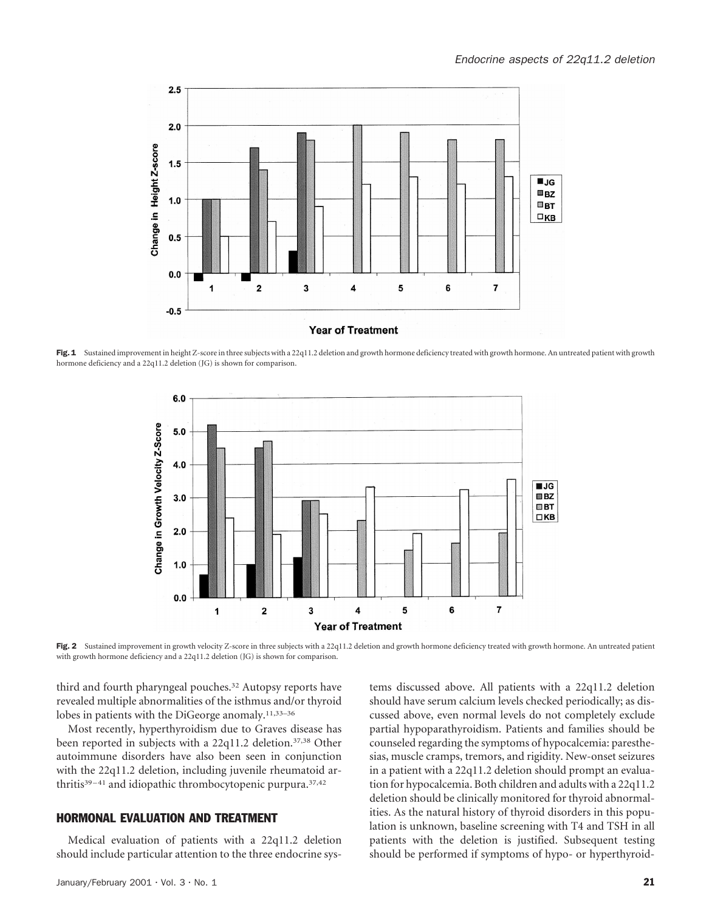Fig. 1 Sustained improvement in height Z-score in three subjects with a 22q11.2 deletion and growth hormone deficiency treated with growth hormone. An untreated patient with growth hormone deficiency and a 22q11.2 deletion (JG) is shown for comparison.

Fig. 2 Sustained improvement in growth velocity Z-score in three subjects with a 22q11.2 deletion and growth hormone deficiency treated with growth hormone. An untreated patient with growth hormone deficiency and a 22q11.2 deletion (JG) is shown for comparison.

third and fourth pharyngeal pouches.[32] Autopsy reports have revealed multiple abnormalities of the isthmus and/or thyroid lobes in patients with the DiGeorge anomaly.[11,33–36]

Most recently, hyperthyroidism due to Graves disease has been reported in subjects with a 22q11.2 deletion.[37,38] Other autoimmune disorders have also been seen in conjunction with the 22q11.2 deletion, including juvenile rheumatoid arthritis[39–41] and idiopathic thrombocytopenic purpura.[37,42]

## HORMONAL EVALUATION AND TREATMENT

Medical evaluation of patients with a 22q11.2 deletion should include particular attention to the three endocrine systems discussed above. All patients with a 22q11.2 deletion should have serum calcium levels checked periodically; as discussed above, even normal levels do not completely exclude partial hypoparathyroidism. Patients and families should be counseled regarding the symptoms of hypocalcemia: paresthesias, muscle cramps, tremors, and rigidity. New-onset seizures in a patient with a 22q11.2 deletion should prompt an evaluation for hypocalcemia. Both children and adults with a 22q11.2 deletion should be clinically monitored for thyroid abnormalities. As the natural history of thyroid disorders in this population is unknown, baseline screening with T4 and TSH in all patients with the deletion is justified. Subsequent testing should be performed if symptoms of hypo- or hyperthyroid-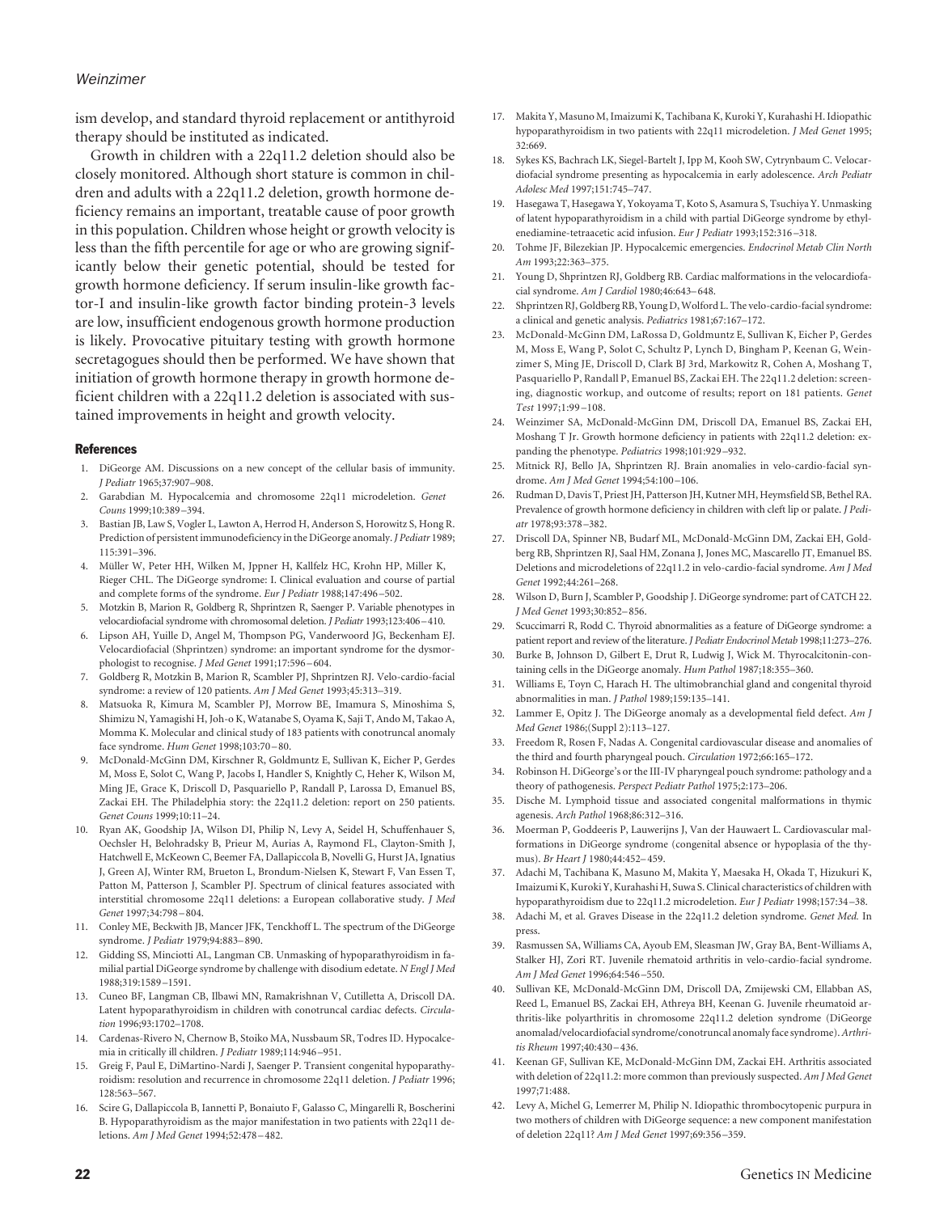ism develop, and standard thyroid replacement or antithyroid therapy should be instituted as indicated.

Growth in children with a 22q11.2 deletion should also be closely monitored. Although short stature is common in children and adults with a 22q11.2 deletion, growth hormone deficiency remains an important, treatable cause of poor growth in this population. Children whose height or growth velocity is less than the fifth percentile for age or who are growing significantly below their genetic potential, should be tested for growth hormone deficiency. If serum insulin-like growth factor-I and insulin-like growth factor binding protein-3 levels are low, insufficient endogenous growth hormone production is likely. Provocative pituitary testing with growth hormone secretagogues should then be performed. We have shown that initiation of growth hormone therapy in growth hormone deficient children with a 22q11.2 deletion is associated with sustained improvements in height and growth velocity.

## References

1. DiGeorge AM. Discussions on a new concept of the cellular basis of immunity. *J Pediatr* 1965;37:907–908.
2. Garabdian M. Hypocalcemia and chromosome 22q11 microdeletion. *Genet Couns* 1999;10:389–394.
3. Bastian JB, Law S, Vogler L, Lawton A, Herrod H, Anderson S, Horowitz S, Hong R. Prediction of persistent immunodeficiency in the DiGeorge anomaly. *J Pediatr* 1989; 115:391–396.
4. Müller W, Peter HH, Wilken M, Jppner H, Kallfelz HC, Krohn HP, Miller K, Rieger CHL. The DiGeorge syndrome: I. Clinical evaluation and course of partial and complete forms of the syndrome. *Eur J Pediatr* 1988;147:496–502.
5. Motzkin B, Marion R, Goldberg R, Shprintzen R, Saenger P. Variable phenotypes in velocardiofacial syndrome with chromosomal deletion. *J Pediatr* 1993;123:406–410.
6. Lipson AH, Yuille D, Angel M, Thompson PG, Vanderwoord JG, Beckenham EJ. Velocardiofacial (Shprintzen) syndrome: an important syndrome for the dysmorphologist to recognise. *J Med Genet* 1991;17:596–604.
7. Goldberg R, Motzkin B, Marion R, Scambler PJ, Shprintzen RJ. Velo-cardio-facial syndrome: a review of 120 patients. *Am J Med Genet* 1993;45:313–319.
8. Matsuoka R, Kimura M, Scambler PJ, Morrow BE, Imamura S, Minoshima S, Shimizu N, Yamagishi H, Joh-o K, Watanabe S, Oyama K, Saji T, Ando M, Takao A, Momma K. Molecular and clinical study of 183 patients with conotruncal anomaly face syndrome. *Hum Genet* 1998;103:70–80.
9. McDonald-McGinn DM, Kirschner R, Goldmuntz E, Sullivan K, Eicher P, Gerdes M, Moss E, Solot C, Wang P, Jacobs I, Handler S, Knightly C, Heher K, Wilson M, Ming JE, Grace K, Driscoll D, Pasquariello P, Randall P, Larossa D, Emanuel BS, Zackai EH. The Philadelphia story: the 22q11.2 deletion: report on 250 patients. *Genet Couns* 1999;10:11–24.
10. Ryan AK, Goodship JA, Wilson DI, Philip N, Levy A, Seidel H, Schuffenhauer S, Oechsler H, Belohradsky B, Prieur M, Aurias A, Raymond FL, Clayton-Smith J, Hatchwell E, McKeown C, Beemer FA, Dallapiccola B, Novelli G, Hurst JA, Ignatius J, Green AJ, Winter RM, Brueton L, Brondum-Nielsen K, Stewart F, Van Essen T, Patton M, Patterson J, Scambler PJ. Spectrum of clinical features associated with interstitial chromosome 22q11 deletions: a European collaborative study. *J Med Genet* 1997;34:798–804.
11. Conley ME, Beckwith JB, Mancer JFK, Tenckhoff L. The spectrum of the DiGeorge syndrome. *J Pediatr* 1979;94:883–890.
12. Gidding SS, Minciotti AL, Langman CB. Unmasking of hypoparathyroidism in familial partial DiGeorge syndrome by challenge with disodium edetate. *N Engl J Med* 1988;319:1589–1591.
13. Cuneo BF, Langman CB, Ilbawi MN, Ramakrishnan V, Cutilletta A, Driscoll DA. Latent hypoparathyroidism in children with conotruncal cardiac defects. *Circulation* 1996;93:1702–1708.
14. Cardenas-Rivero N, Chernow B, Stoiko MA, Nussbaum SR, Todres ID. Hypocalcemia in critically ill children. *J Pediatr* 1989;114:946–951.
15. Greig F, Paul E, DiMartino-Nardi J, Saenger P. Transient congenital hypoparathyroidism: resolution and recurrence in chromosome 22q11 deletion. *J Pediatr* 1996; 128:563–567.
16. Scire G, Dallapiccola B, Iannetti P, Bonaiuto F, Galasso C, Mingarelli R, Boscherini B. Hypoparathyroidism as the major manifestation in two patients with 22q11 deletions. *Am J Med Genet* 1994;52:478–482.
17. Makita Y, Masuno M, Imaizumi K, Tachibana K, Kuroki Y, Kurahashi H. Idiopathic hypoparathyroidism in two patients with 22q11 microdeletion. *J Med Genet* 1995; 32:669.
18. Sykes KS, Bachrach LK, Siegel-Bartelt J, Ipp M, Kooh SW, Cytrynbaum C. Velocardiofacial syndrome presenting as hypocalcemia in early adolescence. *Arch Pediatr Adolesc Med* 1997;151:745–747.
19. Hasegawa T, Hasegawa Y, Yokoyama T, Koto S, Asamura S, Tsuchiya Y. Unmasking of latent hypoparathyroidism in a child with partial DiGeorge syndrome by ethylenediamine-tetraacetic acid infusion. *Eur J Pediatr* 1993;152:316–318.
20. Tohme JF, Bilezekian JP. Hypocalcemic emergencies. *Endocrinol Metab Clin North Am* 1993;22:363–375.
21. Young D, Shprintzen RJ, Goldberg RB. Cardiac malformations in the velocardiofacial syndrome. *Am J Cardiol* 1980;46:643–648.
22. Shprintzen RJ, Goldberg RB, Young D, Wolford L. The velo-cardio-facial syndrome: a clinical and genetic analysis. *Pediatrics* 1981;67:167–172.
23. McDonald-McGinn DM, LaRossa D, Goldmuntz E, Sullivan K, Eicher P, Gerdes M, Moss E, Wang P, Solot C, Schultz P, Lynch D, Bingham P, Keenan G, Weinzimer S, Ming JE, Driscoll D, Clark BJ 3rd, Markowitz R, Cohen A, Moshang T, Pasquariello P, Randall P, Emanuel BS, Zackai EH. The 22q11.2 deletion: screening, diagnostic workup, and outcome of results; report on 181 patients. *Genet Test* 1997;1:99–108.
24. Weinzimer SA, McDonald-McGinn DM, Driscoll DA, Emanuel BS, Zackai EH, Moshang T Jr. Growth hormone deficiency in patients with 22q11.2 deletion: expanding the phenotype. *Pediatrics* 1998;101:929–932.
25. Mitnick RJ, Bello JA, Shprintzen RJ. Brain anomalies in velo-cardio-facial syndrome. *Am J Med Genet* 1994;54:100–106.
26. Rudman D, Davis T, Priest JH, Patterson JH, Kutner MH, Heymsfield SB, Bethel RA. Prevalence of growth hormone deficiency in children with cleft lip or palate. *J Pediatr* 1978;93:378–382.
27. Driscoll DA, Spinner NB, Budarf ML, McDonald-McGinn DM, Zackai EH, Goldberg RB, Shprintzen RJ, Saal HM, Zonana J, Jones MC, Mascarello JT, Emanuel BS. Deletions and microdeletions of 22q11.2 in velo-cardio-facial syndrome. *Am J Med Genet* 1992;44:261–268.
28. Wilson D, Burn J, Scambler P, Goodship J. DiGeorge syndrome: part of CATCH 22. *J Med Genet* 1993;30:852–856.
29. Scuccimarri R, Rodd C. Thyroid abnormalities as a feature of DiGeorge syndrome: a patient report and review of the literature. *J Pediatr Endocrinol Metab* 1998;11:273–276.
30. Burke B, Johnson D, Gilbert E, Drut R, Ludwig J, Wick M. Thyrocalcitonin-containing cells in the DiGeorge anomaly. *Hum Pathol* 1987;18:355–360.
31. Williams E, Toyn C, Harach H. The ultimobranchial gland and congenital thyroid abnormalities in man. *J Pathol* 1989;159:135–141.
32. Lammer E, Opitz J. The DiGeorge anomaly as a developmental field defect. *Am J Med Genet* 1986;(Suppl 2):113–127.
33. Freedom R, Rosen F, Nadas A. Congenital cardiovascular disease and anomalies of the third and fourth pharyngeal pouch. *Circulation* 1972;66:165–172.
34. Robinson H. DiGeorge's or the III-IV pharyngeal pouch syndrome: pathology and a theory of pathogenesis. *Perspect Pediatr Pathol* 1975;2:173–206.
35. Dische M. Lymphoid tissue and associated congenital malformations in thymic agenesis. *Arch Pathol* 1968;86:312–316.
36. Moerman P, Goddeeris P, Lauwerijns J, Van der Hauwaert L. Cardiovascular malformations in DiGeorge syndrome (congenital absence or hypoplasia of the thymus). *Br Heart J* 1980;44:452–459.
37. Adachi M, Tachibana K, Masuno M, Makita Y, Maesaka H, Okada T, Hizukuri K, Imaizumi K, Kuroki Y, Kurahashi H, Suwa S. Clinical characteristics of children with hypoparathyroidism due to 22q11.2 microdeletion. *Eur J Pediatr* 1998;157:34–38.
38. Adachi M, et al. Graves Disease in the 22q11.2 deletion syndrome. *Genet Med.* In press.
39. Rasmussen SA, Williams CA, Ayoub EM, Sleasman JW, Gray BA, Bent-Williams A, Stalker HJ, Zori RT. Juvenile rhematoid arthritis in velo-cardio-facial syndrome. *Am J Med Genet* 1996;64:546–550.
40. Sullivan KE, McDonald-McGinn DM, Driscoll DA, Zmijewski CM, Ellabban AS, Reed L, Emanuel BS, Zackai EH, Athreya BH, Keenan G. Juvenile rheumatoid arthritis-like polyarthritis in chromosome 22q11.2 deletion syndrome (DiGeorge anomalad/velocardiofacial syndrome/conotruncal anomaly face syndrome). *Arthritis Rheum* 1997;40:430–436.
41. Keenan GF, Sullivan KE, McDonald-McGinn DM, Zackai EH. Arthritis associated with deletion of 22q11.2: more common than previously suspected. *Am J Med Genet* 1997;71:488.
42. Levy A, Michel G, Lemerrer M, Philip N. Idiopathic thrombocytopenic purpura in two mothers of children with DiGeorge sequence: a new component manifestation of deletion 22q11? *Am J Med Genet* 1997;69:356–359.